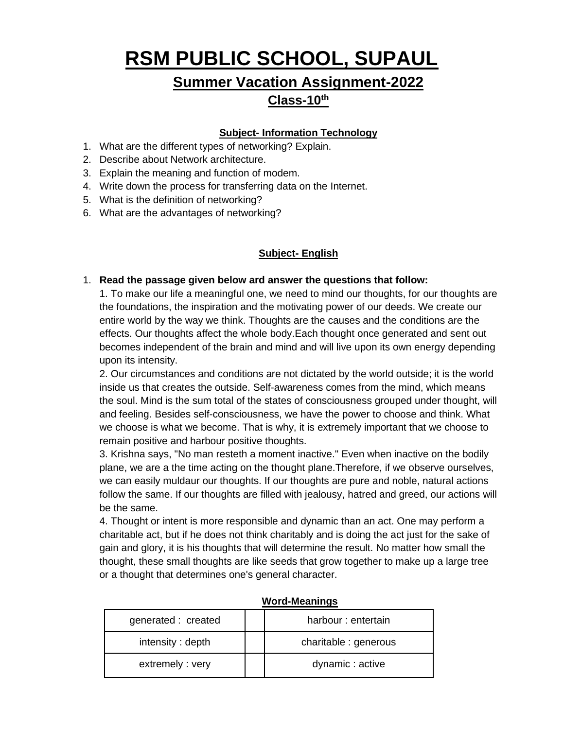# RSM PUBLIC SCHOOL, SUPAUL

## Summer Vacation Assignment-2022

### Class-10$^{th}$

#### Subject- Information Technology

1. What are the different types of networking? Explain.
2. Describe about Network architecture.
3. Explain the meaning and function of modem.
4. Write down the process for transferring data on the Internet.
5. What is the definition of networking?
6. What are the advantages of networking?

#### Subject- English

1. **Read the passage given below ard answer the questions that follow:**

   1. To make our life a meaningful one, we need to mind our thoughts, for our thoughts are the foundations, the inspiration and the motivating power of our deeds. We create our entire world by the way we think. Thoughts are the causes and the conditions are the effects. Our thoughts affect the whole body.Each thought once generated and sent out becomes independent of the brain and mind and will live upon its own energy depending upon its intensity.

   2. Our circumstances and conditions are not dictated by the world outside; it is the world inside us that creates the outside. Self-awareness comes from the mind, which means the soul. Mind is the sum total of the states of consciousness grouped under thought, will and feeling. Besides self-consciousness, we have the power to choose and think. What we choose is what we become. That is why, it is extremely important that we choose to remain positive and harbour positive thoughts.

   3. Krishna says, "No man resteth a moment inactive." Even when inactive on the bodily plane, we are a the time acting on the thought plane.Therefore, if we observe ourselves, we can easily muldaur our thoughts. If our thoughts are pure and noble, natural actions follow the same. If our thoughts are filled with jealousy, hatred and greed, our actions will be the same.

   4. Thought or intent is more responsible and dynamic than an act. One may perform a charitable act, but if he does not think charitably and is doing the act just for the sake of gain and glory, it is his thoughts that will determine the result. No matter how small the thought, these small thoughts are like seeds that grow together to make up a large tree or a thought that determines one's general character.

**Word-Meanings**

| generated : created | | harbour : entertain |
|---|---|---|
| intensity : depth | | charitable : generous |
| extremely : very | | dynamic : active |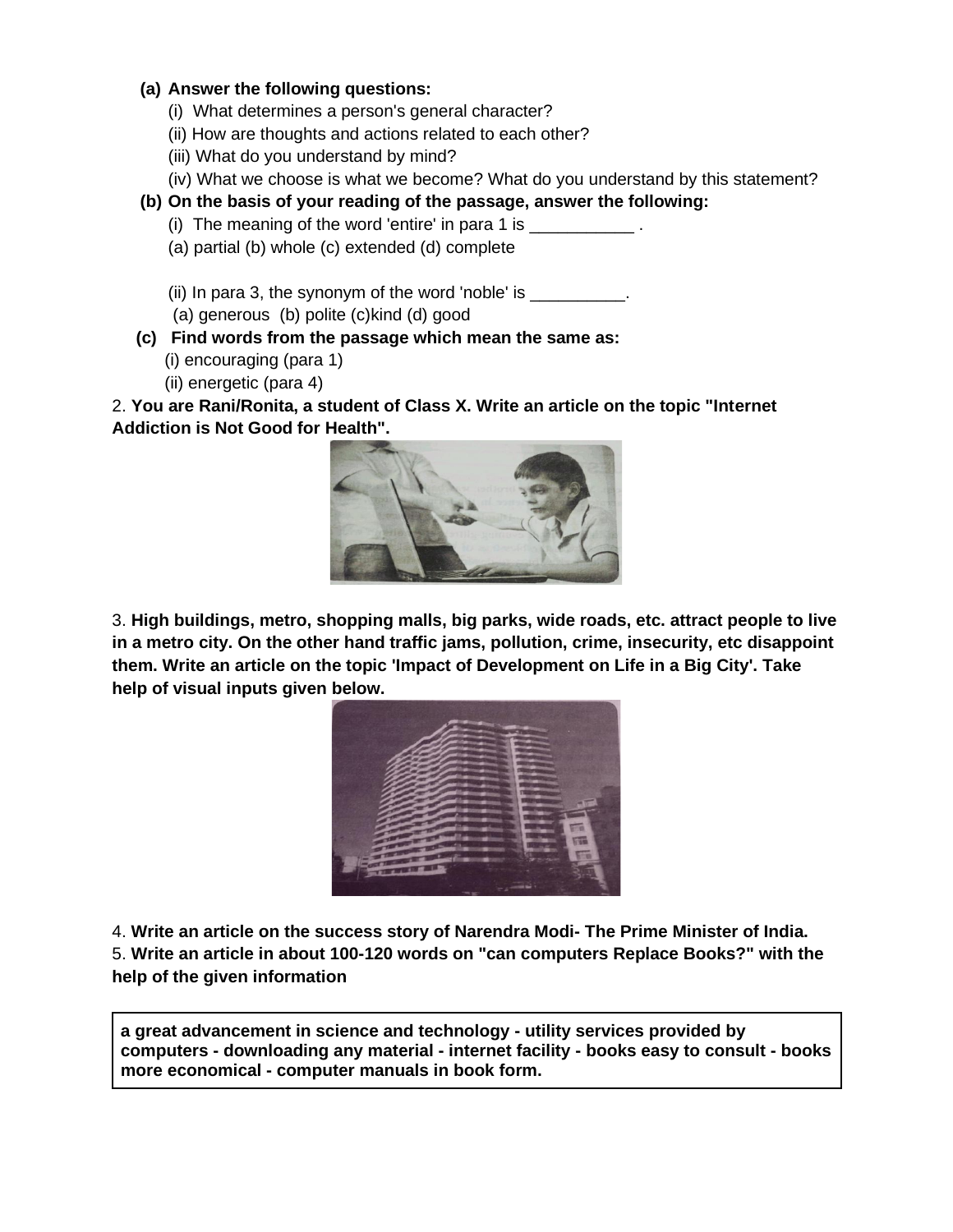**(a) Answer the following questions:**

(i) What determines a person's general character?

(ii) How are thoughts and actions related to each other?

(iii) What do you understand by mind?

(iv) What we choose is what we become? What do you understand by this statement?

**(b) On the basis of your reading of the passage, answer the following:**

(i) The meaning of the word 'entire' in para 1 is ___________ .

(a) partial (b) whole (c) extended (d) complete

(ii) In para 3, the synonym of the word 'noble' is __________.

(a) generous (b) polite (c)kind (d) good

**(c) Find words from the passage which mean the same as:**

(i) encouraging (para 1)

(ii) energetic (para 4)

2. **You are Rani/Ronita, a student of Class X. Write an article on the topic "Internet Addiction is Not Good for Health".**

3. **High buildings, metro, shopping malls, big parks, wide roads, etc. attract people to live in a metro city. On the other hand traffic jams, pollution, crime, insecurity, etc disappoint them. Write an article on the topic 'Impact of Development on Life in a Big City'. Take help of visual inputs given below.**

4. **Write an article on the success story of Narendra Modi- The Prime Minister of India.**

5. **Write an article in about 100-120 words on "can computers Replace Books?" with the help of the given information**

| **a great advancement in science and technology - utility services provided by computers - downloading any material - internet facility - books easy to consult - books more economical - computer manuals in book form.** |
|---|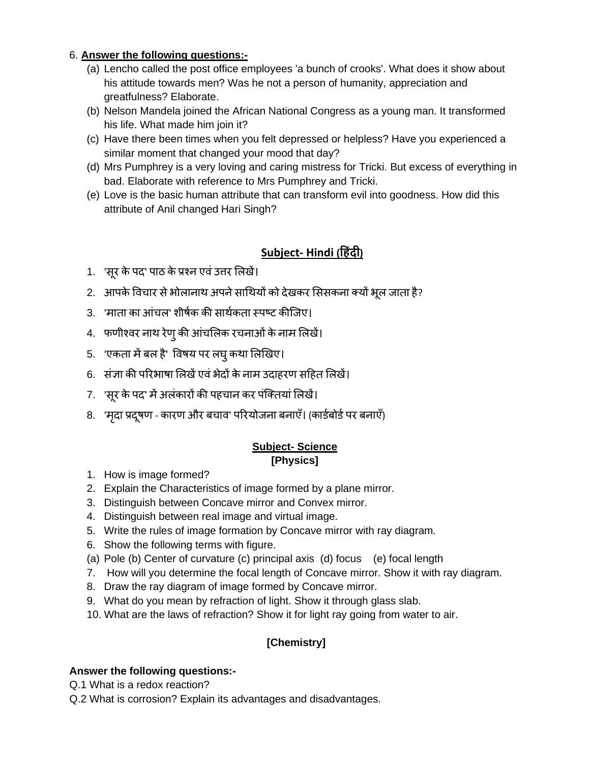6. **Answer the following questions:-**

(a) Lencho called the post office employees 'a bunch of crooks'. What does it show about his attitude towards men? Was he not a person of humanity, appreciation and greatfulness? Elaborate.

(b) Nelson Mandela joined the African National Congress as a young man. It transformed his life. What made him join it?

(c) Have there been times when you felt depressed or helpless? Have you experienced a similar moment that changed your mood that day?

(d) Mrs Pumphrey is a very loving and caring mistress for Tricki. But excess of everything in bad. Elaborate with reference to Mrs Pumphrey and Tricki.

(e) Love is the basic human attribute that can transform evil into goodness. How did this attribute of Anil changed Hari Singh?

## Subject- Hindi (हिंदी)

1. 'सूर के पद' पाठ के प्रश्न एवं उत्तर लिखें।
2. आपके विचार से भोलानाथ अपने साथियों को देखकर सिसकना क्यों भूल जाता है?
3. 'माता का आंचल' शीर्षक की सार्थकता स्पष्ट कीजिए।
4. फणीश्वर नाथ रेणु की आंचलिक रचनाओं के नाम लिखें।
5. 'एकता में बल है' विषय पर लघु कथा लिखिए।
6. संज्ञा की परिभाषा लिखें एवं भेदों के नाम उदाहरण सहित लिखें।
7. 'सूर के पद' में अलंकारों की पहचान कर पंक्तियां लिखें।
8. 'मृदा प्रदूषण - कारण और बचाव' परियोजना बनाएँ। (कार्डबोर्ड पर बनाएँ)

## Subject- Science

### [Physics]

1. How is image formed?
2. Explain the Characteristics of image formed by a plane mirror.
3. Distinguish between Concave mirror and Convex mirror.
4. Distinguish between real image and virtual image.
5. Write the rules of image formation by Concave mirror with ray diagram.
6. Show the following terms with figure.

(a) Pole (b) Center of curvature (c) principal axis (d) focus (e) focal length

7. How will you determine the focal length of Concave mirror. Show it with ray diagram.
8. Draw the ray diagram of image formed by Concave mirror.
9. What do you mean by refraction of light. Show it through glass slab.
10. What are the laws of refraction? Show it for light ray going from water to air.

### [Chemistry]

**Answer the following questions:-**

Q.1 What is a redox reaction?

Q.2 What is corrosion? Explain its advantages and disadvantages.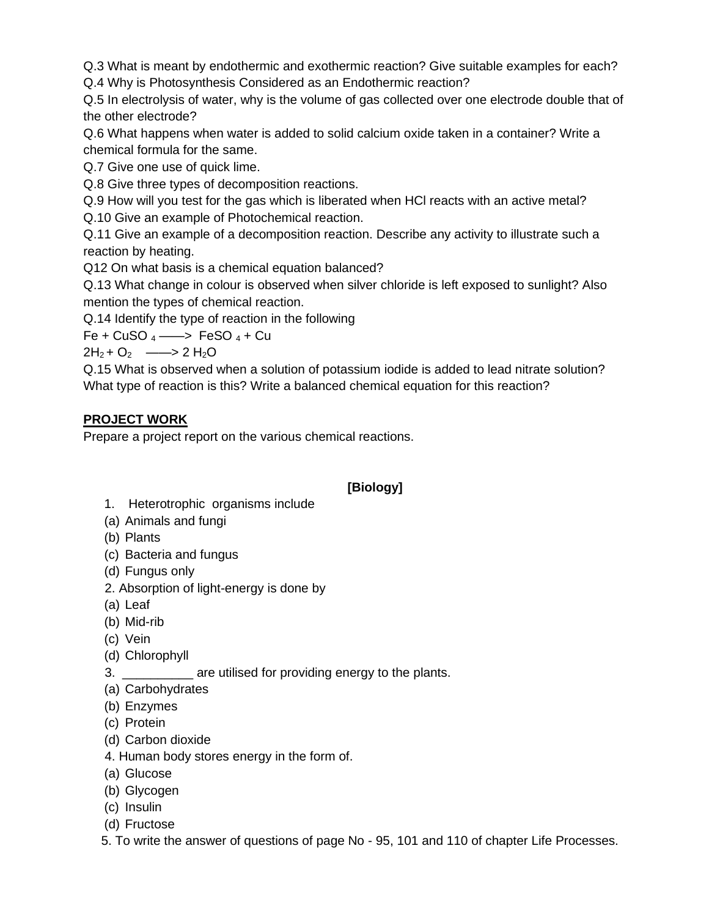Q.3 What is meant by endothermic and exothermic reaction? Give suitable examples for each?

Q.4 Why is Photosynthesis Considered as an Endothermic reaction?

Q.5 In electrolysis of water, why is the volume of gas collected over one electrode double that of the other electrode?

Q.6 What happens when water is added to solid calcium oxide taken in a container? Write a chemical formula for the same.

Q.7 Give one use of quick lime.

Q.8 Give three types of decomposition reactions.

Q.9 How will you test for the gas which is liberated when HCl reacts with an active metal?

Q.10 Give an example of Photochemical reaction.

Q.11 Give an example of a decomposition reaction. Describe any activity to illustrate such a reaction by heating.

Q12 On what basis is a chemical equation balanced?

Q.13 What change in colour is observed when silver chloride is left exposed to sunlight? Also mention the types of chemical reaction.

Q.14 Identify the type of reaction in the following

$Fe + CuSO_4 \longrightarrow FeSO_4 + Cu$

$2H_2 + O_2 \longrightarrow 2H_2O$

Q.15 What is observed when a solution of potassium iodide is added to lead nitrate solution? What type of reaction is this? Write a balanced chemical equation for this reaction?

**PROJECT WORK**

Prepare a project report on the various chemical reactions.

**[Biology]**

1. Heterotrophic organisms include
   (a) Animals and fungi
   (b) Plants
   (c) Bacteria and fungus
   (d) Fungus only
2. Absorption of light-energy is done by
   (a) Leaf
   (b) Mid-rib
   (c) Vein
   (d) Chlorophyll
3. __________ are utilised for providing energy to the plants.
   (a) Carbohydrates
   (b) Enzymes
   (c) Protein
   (d) Carbon dioxide
4. Human body stores energy in the form of.
   (a) Glucose
   (b) Glycogen
   (c) Insulin
   (d) Fructose
5. To write the answer of questions of page No - 95, 101 and 110 of chapter Life Processes.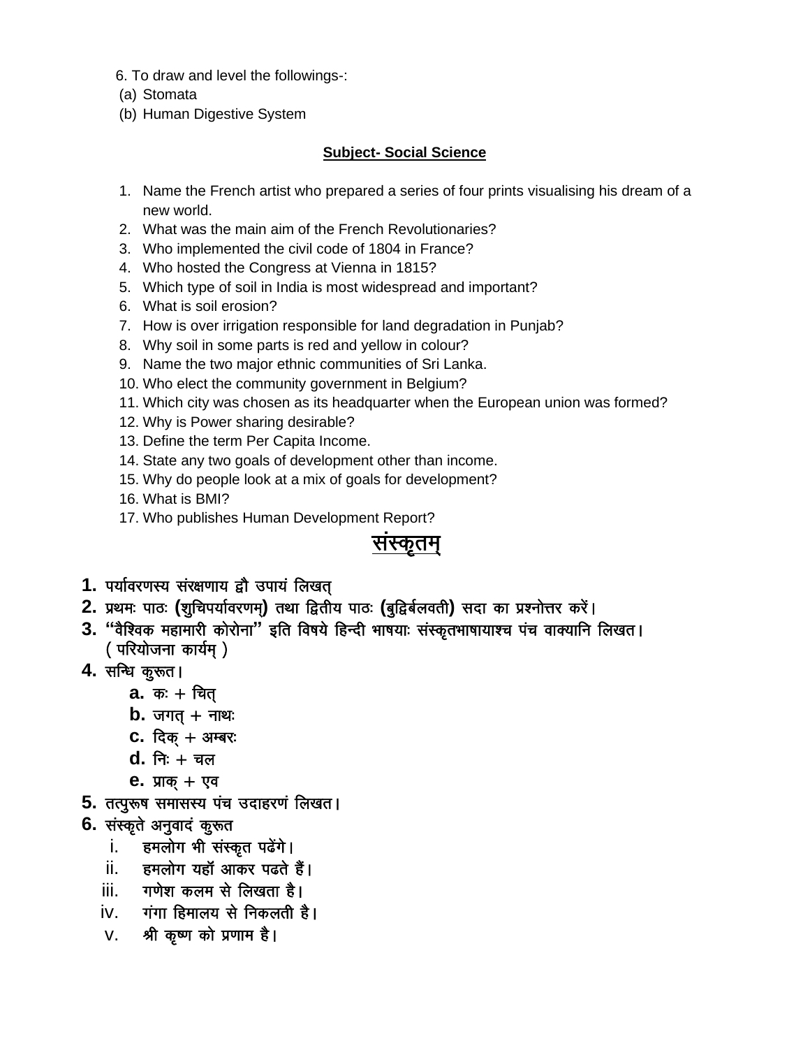6. To draw and level the followings-:

(a) Stomata

(b) Human Digestive System

**Subject- Social Science**

1. Name the French artist who prepared a series of four prints visualising his dream of a new world.
2. What was the main aim of the French Revolutionaries?
3. Who implemented the civil code of 1804 in France?
4. Who hosted the Congress at Vienna in 1815?
5. Which type of soil in India is most widespread and important?
6. What is soil erosion?
7. How is over irrigation responsible for land degradation in Punjab?
8. Why soil in some parts is red and yellow in colour?
9. Name the two major ethnic communities of Sri Lanka.
10. Who elect the community government in Belgium?
11. Which city was chosen as its headquarter when the European union was formed?
12. Why is Power sharing desirable?
13. Define the term Per Capita Income.
14. State any two goals of development other than income.
15. Why do people look at a mix of goals for development?
16. What is BMI?
17. Who publishes Human Development Report?

## संस्कृतम्

**1.** पर्यावरणस्य संरक्षणाय द्वौ उपायं लिखत्

**2.** प्रथमः पाठः (शुचिपर्यावरणम्) तथा द्वितीय पाठः (बुद्विर्बलवती) सदा का प्रश्नोत्तर करें।

**3.** "वैश्विक महामारी कोरोना" इति विषये हिन्दी भाषयाः संस्कृतभाषायाश्च पंच वाक्यानि लिखत। ( परियोजना कार्यम् )

**4.** सन्धि कुरूत।

- **a.** कः + चित्
- **b.** जगत् + नाथः
- **c.** दिक् + अम्बरः
- **d.** निः + चल
- **e.** प्राक् + एव

**5.** तत्पुरूष समासस्य पंच उदाहरणं लिखत।

**6.** संस्कृते अनुवादं कुरूत

- i. हमलोग भी संस्कृत पढेंगे।
- ii. हमलोग यहॉ आकर पढते हैं।
- iii. गणेश कलम से लिखता है।
- iv. गंगा हिमालय से निकलती है।
- v. श्री कृष्ण को प्रणाम है।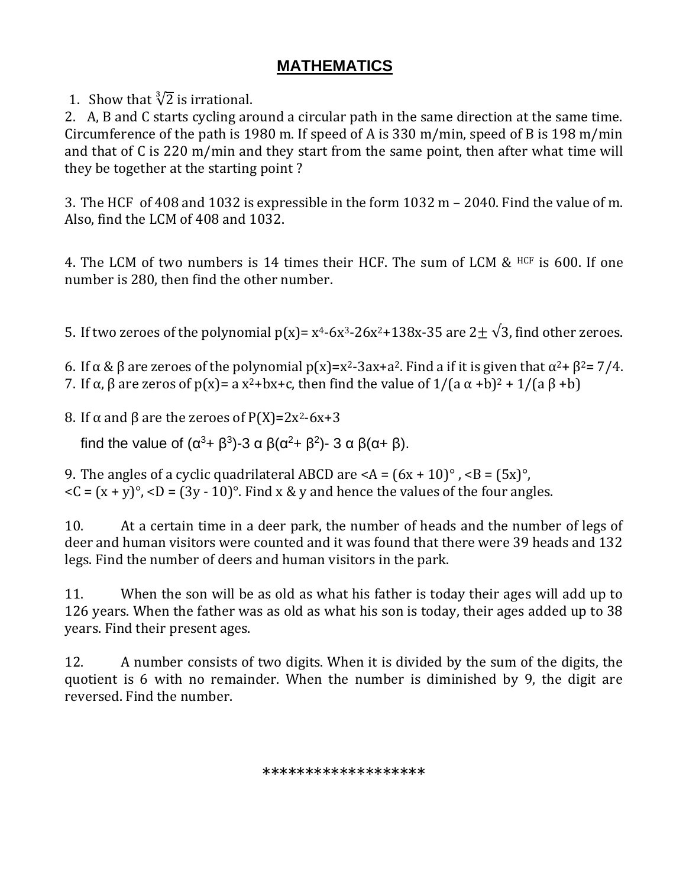# MATHEMATICS

1. Show that $\sqrt[3]{2}$ is irrational.

2. A, B and C starts cycling around a circular path in the same direction at the same time. Circumference of the path is 1980 m. If speed of A is 330 m/min, speed of B is 198 m/min and that of C is 220 m/min and they start from the same point, then after what time will they be together at the starting point ?

3. The HCF of 408 and 1032 is expressible in the form 1032 m – 2040. Find the value of m. Also, find the LCM of 408 and 1032.

4. The LCM of two numbers is 14 times their HCF. The sum of LCM & HCF is 600. If one number is 280, then find the other number.

5. If two zeroes of the polynomial $p(x)= x^4-6x^3-26x^2+138x-35$ are $2\pm\sqrt{3}$, find other zeroes.

6. If $\alpha$ & $\beta$ are zeroes of the polynomial $p(x)=x^2-3ax+a^2$. Find a if it is given that $\alpha^2+\beta^2=7/4$.

7. If $\alpha$, $\beta$ are zeros of $p(x)= a x^2+bx+c$, then find the value of $1/(a\alpha+b)^2 + 1/(a\beta+b)$

8. If $\alpha$ and $\beta$ are the zeroes of $P(X)=2x^2-6x+3$

   find the value of $(\alpha^3+\beta^3)-3\alpha\beta(\alpha^2+\beta^2)-3\alpha\beta(\alpha+\beta)$.

9. The angles of a cyclic quadrilateral ABCD are $<A = (6x + 10)°$ , $<B = (5x)°$, $<C = (x + y)°$, $<D = (3y - 10)°$. Find x & y and hence the values of the four angles.

10. At a certain time in a deer park, the number of heads and the number of legs of deer and human visitors were counted and it was found that there were 39 heads and 132 legs. Find the number of deers and human visitors in the park.

11. When the son will be as old as what his father is today their ages will add up to 126 years. When the father was as old as what his son is today, their ages added up to 38 years. Find their present ages.

12. A number consists of two digits. When it is divided by the sum of the digits, the quotient is 6 with no remainder. When the number is diminished by 9, the digit are reversed. Find the number.

******************